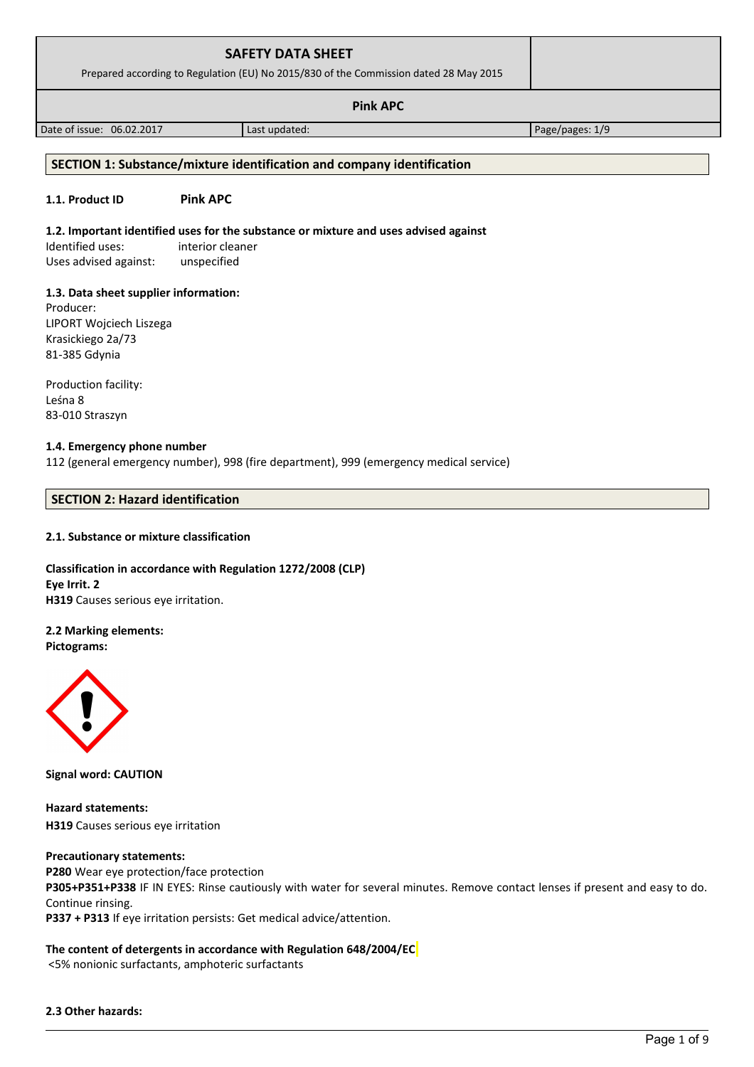| SAFETY DATA SHEET<br>Prepared according to Regulation (EU) No 2015/830 of the Commission dated 28 May 2015 | | |
|---|---|---|
| **Pink APC** | | |
| Date of issue: 06.02.2017 | Last updated: | Page/pages: 1/9 |

## SECTION 1: Substance/mixture identification and company identification

**1.1. Product ID** **Pink APC**

**1.2. Important identified uses for the substance or mixture and uses advised against**

Identified uses: interior cleaner
Uses advised against: unspecified

**1.3. Data sheet supplier information:**

Producer:
LIPORT Wojciech Liszega
Krasickiego 2a/73
81-385 Gdynia

Production facility:
Leśna 8
83-010 Straszyn

**1.4. Emergency phone number**

112 (general emergency number), 998 (fire department), 999 (emergency medical service)

## SECTION 2: Hazard identification

**2.1. Substance or mixture classification**

**Classification in accordance with Regulation 1272/2008 (CLP)**
**Eye Irrit. 2**
**H319** Causes serious eye irritation.

**2.2 Marking elements:**
**Pictograms:**

**Signal word: CAUTION**

**Hazard statements:**
**H319** Causes serious eye irritation

**Precautionary statements:**
**P280** Wear eye protection/face protection
**P305+P351+P338** IF IN EYES: Rinse cautiously with water for several minutes. Remove contact lenses if present and easy to do. Continue rinsing.
**P337 + P313** If eye irritation persists: Get medical advice/attention.

**The content of detergents in accordance with Regulation 648/2004/EC**
<5% nonionic surfactants, amphoteric surfactants

**2.3 Other hazards:**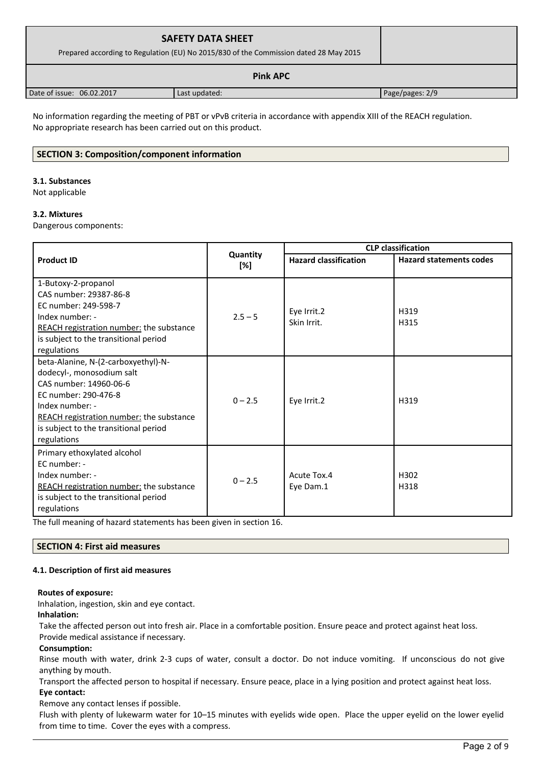No information regarding the meeting of PBT or vPvB criteria in accordance with appendix XIII of the REACH regulation.
No appropriate research has been carried out on this product.

## SECTION 3: Composition/component information

### 3.1. Substances

Not applicable

### 3.2. Mixtures

Dangerous components:

| Product ID | Quantity [%] | CLP classification | |
|---|---|---|---|
| | | Hazard classification | Hazard statements codes |
| 1-Butoxy-2-propanol<br>CAS number: 29387-86-8<br>EC number: 249-598-7<br>Index number: -<br>REACH registration number: the substance is subject to the transitional period regulations | 2.5 – 5 | Eye Irrit.2<br>Skin Irrit. | H319<br>H315 |
| beta-Alanine, N-(2-carboxyethyl)-N-dodecyl-, monosodium salt<br>CAS number: 14960-06-6<br>EC number: 290-476-8<br>Index number: -<br>REACH registration number: the substance is subject to the transitional period regulations | 0 – 2.5 | Eye Irrit.2 | H319 |
| Primary ethoxylated alcohol<br>EC number: -<br>Index number: -<br>REACH registration number: the substance is subject to the transitional period regulations | 0 – 2.5 | Acute Tox.4<br>Eye Dam.1 | H302<br>H318 |

The full meaning of hazard statements has been given in section 16.

## SECTION 4: First aid measures

### 4.1. Description of first aid measures

**Routes of exposure:**
Inhalation, ingestion, skin and eye contact.

**Inhalation:**
Take the affected person out into fresh air. Place in a comfortable position. Ensure peace and protect against heat loss. Provide medical assistance if necessary.

**Consumption:**
Rinse mouth with water, drink 2-3 cups of water, consult a doctor. Do not induce vomiting. If unconscious do not give anything by mouth.
Transport the affected person to hospital if necessary. Ensure peace, place in a lying position and protect against heat loss.

**Eye contact:**
Remove any contact lenses if possible.
Flush with plenty of lukewarm water for 10–15 minutes with eyelids wide open. Place the upper eyelid on the lower eyelid from time to time. Cover the eyes with a compress.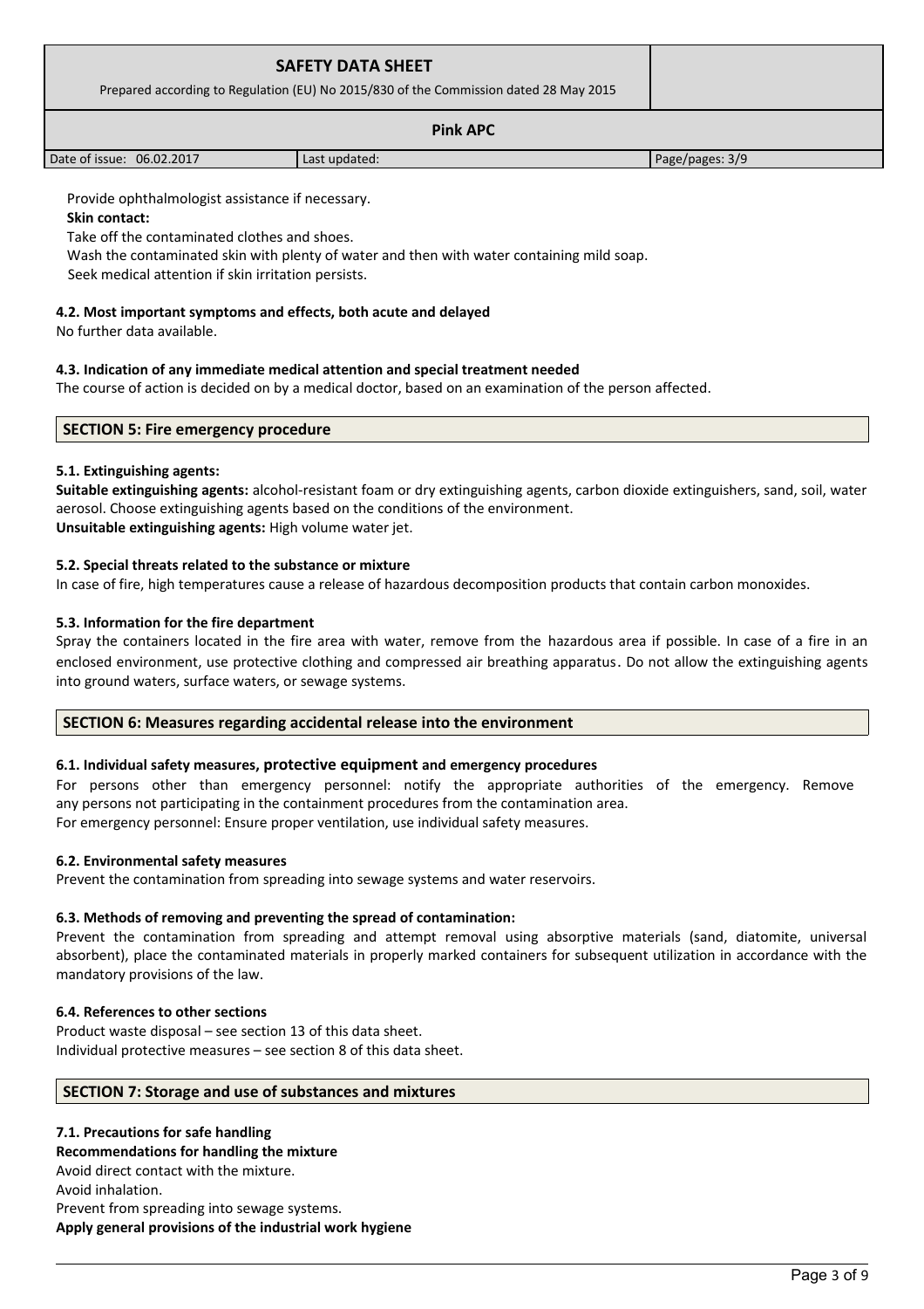Provide ophthalmologist assistance if necessary.

**Skin contact:**

Take off the contaminated clothes and shoes.

Wash the contaminated skin with plenty of water and then with water containing mild soap.

Seek medical attention if skin irritation persists.

**4.2. Most important symptoms and effects, both acute and delayed**

No further data available.

**4.3. Indication of any immediate medical attention and special treatment needed**

The course of action is decided on by a medical doctor, based on an examination of the person affected.

## SECTION 5: Fire emergency procedure

**5.1. Extinguishing agents:**

**Suitable extinguishing agents:** alcohol-resistant foam or dry extinguishing agents, carbon dioxide extinguishers, sand, soil, water aerosol. Choose extinguishing agents based on the conditions of the environment.

**Unsuitable extinguishing agents:** High volume water jet.

**5.2. Special threats related to the substance or mixture**

In case of fire, high temperatures cause a release of hazardous decomposition products that contain carbon monoxides.

**5.3. Information for the fire department**

Spray the containers located in the fire area with water, remove from the hazardous area if possible. In case of a fire in an enclosed environment, use protective clothing and compressed air breathing apparatus. Do not allow the extinguishing agents into ground waters, surface waters, or sewage systems.

## SECTION 6: Measures regarding accidental release into the environment

**6.1. Individual safety measures, protective equipment and emergency procedures**

For persons other than emergency personnel: notify the appropriate authorities of the emergency. Remove any persons not participating in the containment procedures from the contamination area.

For emergency personnel: Ensure proper ventilation, use individual safety measures.

**6.2. Environmental safety measures**

Prevent the contamination from spreading into sewage systems and water reservoirs.

**6.3. Methods of removing and preventing the spread of contamination:**

Prevent the contamination from spreading and attempt removal using absorptive materials (sand, diatomite, universal absorbent), place the contaminated materials in properly marked containers for subsequent utilization in accordance with the mandatory provisions of the law.

**6.4. References to other sections**

Product waste disposal – see section 13 of this data sheet.

Individual protective measures – see section 8 of this data sheet.

## SECTION 7: Storage and use of substances and mixtures

**7.1. Precautions for safe handling**

**Recommendations for handling the mixture**

Avoid direct contact with the mixture.

Avoid inhalation.

Prevent from spreading into sewage systems.

**Apply general provisions of the industrial work hygiene**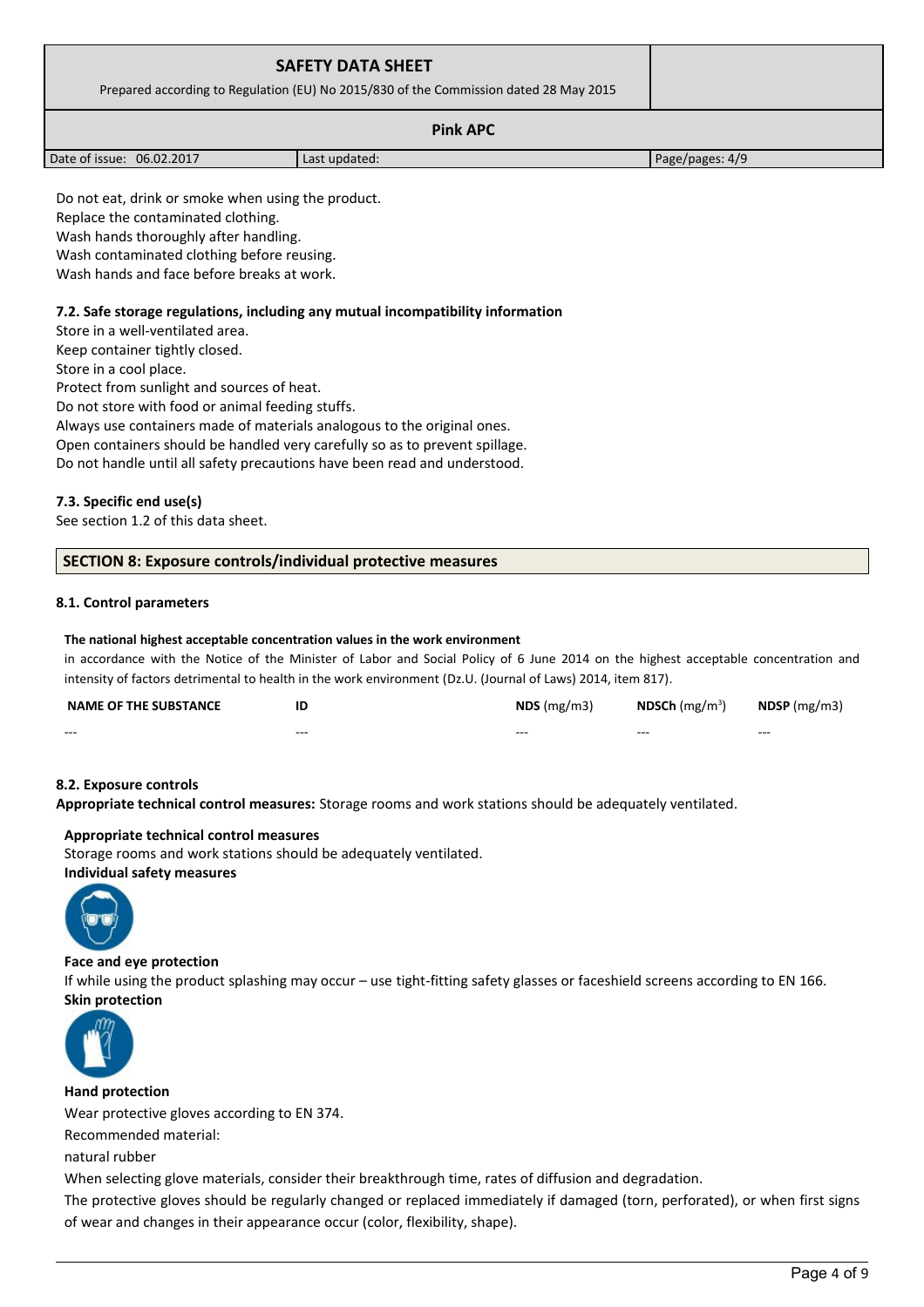Do not eat, drink or smoke when using the product.
Replace the contaminated clothing.
Wash hands thoroughly after handling.
Wash contaminated clothing before reusing.
Wash hands and face before breaks at work.

### 7.2. Safe storage regulations, including any mutual incompatibility information

Store in a well-ventilated area.
Keep container tightly closed.
Store in a cool place.
Protect from sunlight and sources of heat.
Do not store with food or animal feeding stuffs.
Always use containers made of materials analogous to the original ones.
Open containers should be handled very carefully so as to prevent spillage.
Do not handle until all safety precautions have been read and understood.

### 7.3. Specific end use(s)

See section 1.2 of this data sheet.

## SECTION 8: Exposure controls/individual protective measures

### 8.1. Control parameters

**The national highest acceptable concentration values in the work environment**

in accordance with the Notice of the Minister of Labor and Social Policy of 6 June 2014 on the highest acceptable concentration and intensity of factors detrimental to health in the work environment (Dz.U. (Journal of Laws) 2014, item 817).

| NAME OF THE SUBSTANCE | ID | NDS (mg/m3) | NDSCh (mg/m$^3$) | NDSP (mg/m3) |
|---|---|---|---|---|
| --- | --- | --- | --- | --- |

### 8.2. Exposure controls

**Appropriate technical control measures:** Storage rooms and work stations should be adequately ventilated.

**Appropriate technical control measures**

Storage rooms and work stations should be adequately ventilated.

**Individual safety measures**

**Face and eye protection**

If while using the product splashing may occur – use tight-fitting safety glasses or faceshield screens according to EN 166.

**Skin protection**

**Hand protection**

Wear protective gloves according to EN 374.

Recommended material:

natural rubber

When selecting glove materials, consider their breakthrough time, rates of diffusion and degradation.

The protective gloves should be regularly changed or replaced immediately if damaged (torn, perforated), or when first signs of wear and changes in their appearance occur (color, flexibility, shape).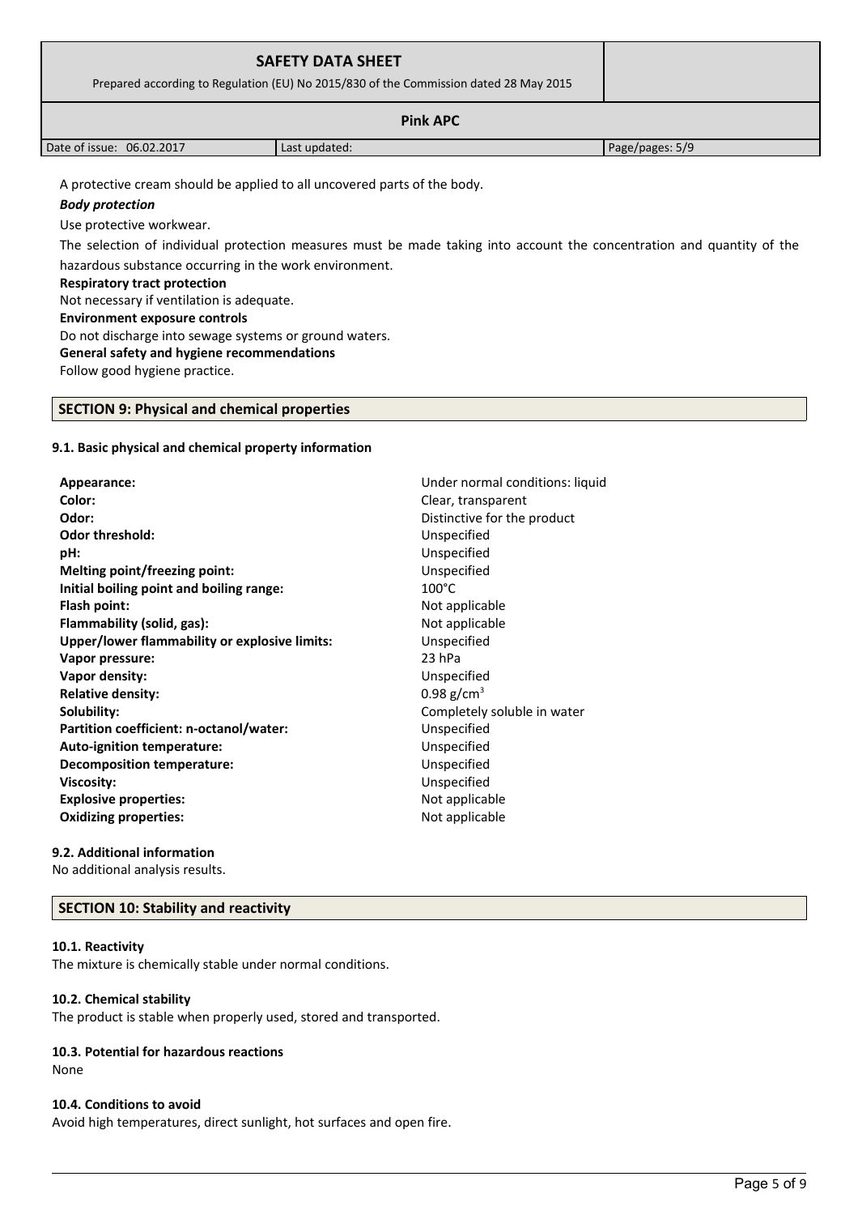A protective cream should be applied to all uncovered parts of the body.

***Body protection***

Use protective workwear.

The selection of individual protection measures must be made taking into account the concentration and quantity of the hazardous substance occurring in the work environment.

**Respiratory tract protection**

Not necessary if ventilation is adequate.

**Environment exposure controls**

Do not discharge into sewage systems or ground waters.

**General safety and hygiene recommendations**

Follow good hygiene practice.

## SECTION 9: Physical and chemical properties

### 9.1. Basic physical and chemical property information

| | |
|---|---|
| **Appearance:** | Under normal conditions: liquid |
| **Color:** | Clear, transparent |
| **Odor:** | Distinctive for the product |
| **Odor threshold:** | Unspecified |
| **pH:** | Unspecified |
| **Melting point/freezing point:** | Unspecified |
| **Initial boiling point and boiling range:** | 100°C |
| **Flash point:** | Not applicable |
| **Flammability (solid, gas):** | Not applicable |
| **Upper/lower flammability or explosive limits:** | Unspecified |
| **Vapor pressure:** | 23 hPa |
| **Vapor density:** | Unspecified |
| **Relative density:** | 0.98 g/cm$^3$ |
| **Solubility:** | Completely soluble in water |
| **Partition coefficient: n-octanol/water:** | Unspecified |
| **Auto-ignition temperature:** | Unspecified |
| **Decomposition temperature:** | Unspecified |
| **Viscosity:** | Unspecified |
| **Explosive properties:** | Not applicable |
| **Oxidizing properties:** | Not applicable |

### 9.2. Additional information

No additional analysis results.

## SECTION 10: Stability and reactivity

### 10.1. Reactivity

The mixture is chemically stable under normal conditions.

### 10.2. Chemical stability

The product is stable when properly used, stored and transported.

### 10.3. Potential for hazardous reactions

None

### 10.4. Conditions to avoid

Avoid high temperatures, direct sunlight, hot surfaces and open fire.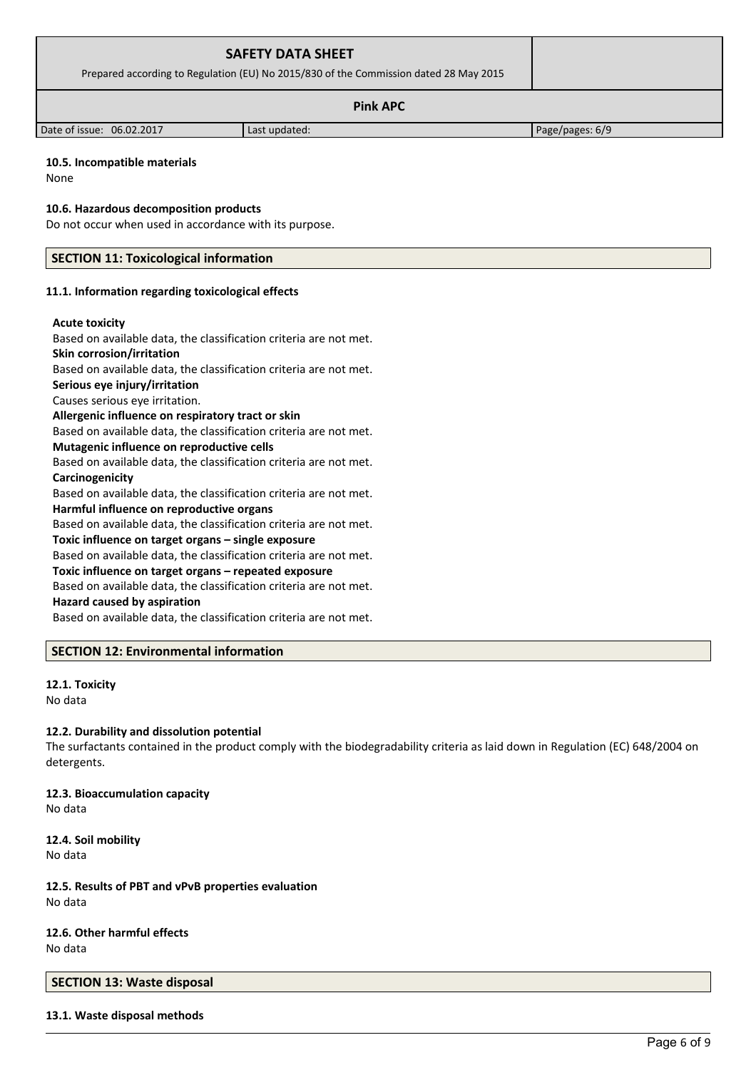**10.5. Incompatible materials**

None

**10.6. Hazardous decomposition products**

Do not occur when used in accordance with its purpose.

## SECTION 11: Toxicological information

**11.1. Information regarding toxicological effects**

**Acute toxicity**
Based on available data, the classification criteria are not met.
**Skin corrosion/irritation**
Based on available data, the classification criteria are not met.
**Serious eye injury/irritation**
Causes serious eye irritation.
**Allergenic influence on respiratory tract or skin**
Based on available data, the classification criteria are not met.
**Mutagenic influence on reproductive cells**
Based on available data, the classification criteria are not met.
**Carcinogenicity**
Based on available data, the classification criteria are not met.
**Harmful influence on reproductive organs**
Based on available data, the classification criteria are not met.
**Toxic influence on target organs – single exposure**
Based on available data, the classification criteria are not met.
**Toxic influence on target organs – repeated exposure**
Based on available data, the classification criteria are not met.
**Hazard caused by aspiration**
Based on available data, the classification criteria are not met.

## SECTION 12: Environmental information

**12.1. Toxicity**

No data

**12.2. Durability and dissolution potential**

The surfactants contained in the product comply with the biodegradability criteria as laid down in Regulation (EC) 648/2004 on detergents.

**12.3. Bioaccumulation capacity**

No data

**12.4. Soil mobility**

No data

**12.5. Results of PBT and vPvB properties evaluation**

No data

**12.6. Other harmful effects**

No data

## SECTION 13: Waste disposal

**13.1. Waste disposal methods**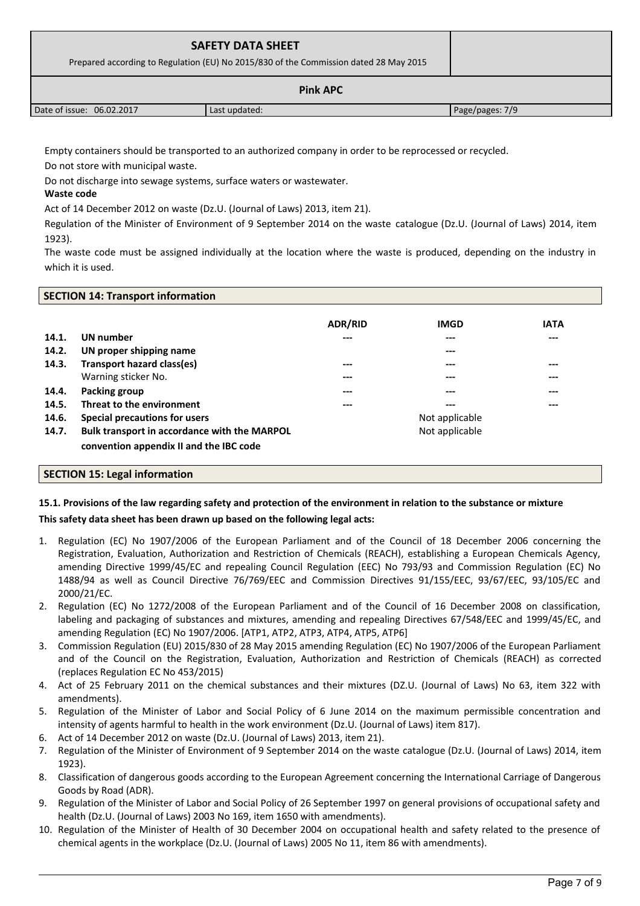Empty containers should be transported to an authorized company in order to be reprocessed or recycled.

Do not store with municipal waste.

Do not discharge into sewage systems, surface waters or wastewater.

**Waste code**

Act of 14 December 2012 on waste (Dz.U. (Journal of Laws) 2013, item 21).

Regulation of the Minister of Environment of 9 September 2014 on the waste catalogue (Dz.U. (Journal of Laws) 2014, item 1923).

The waste code must be assigned individually at the location where the waste is produced, depending on the industry in which it is used.

## SECTION 14: Transport information

| | | ADR/RID | IMGD | IATA |
|---|---|---|---|---|
| **14.1.** | **UN number** | --- | --- | --- |
| **14.2.** | **UN proper shipping name** | | --- | |
| **14.3.** | **Transport hazard class(es)** | --- | --- | --- |
| | Warning sticker No. | --- | --- | --- |
| **14.4.** | **Packing group** | --- | --- | --- |
| **14.5.** | **Threat to the environment** | --- | --- | --- |
| **14.6.** | **Special precautions for users** | | Not applicable | |
| **14.7.** | **Bulk transport in accordance with the MARPOL convention appendix II and the IBC code** | | Not applicable | |

## SECTION 15: Legal information

**15.1. Provisions of the law regarding safety and protection of the environment in relation to the substance or mixture**

**This safety data sheet has been drawn up based on the following legal acts:**

1. Regulation (EC) No 1907/2006 of the European Parliament and of the Council of 18 December 2006 concerning the Registration, Evaluation, Authorization and Restriction of Chemicals (REACH), establishing a European Chemicals Agency, amending Directive 1999/45/EC and repealing Council Regulation (EEC) No 793/93 and Commission Regulation (EC) No 1488/94 as well as Council Directive 76/769/EEC and Commission Directives 91/155/EEC, 93/67/EEC, 93/105/EC and 2000/21/EC.
2. Regulation (EC) No 1272/2008 of the European Parliament and of the Council of 16 December 2008 on classification, labeling and packaging of substances and mixtures, amending and repealing Directives 67/548/EEC and 1999/45/EC, and amending Regulation (EC) No 1907/2006. [ATP1, ATP2, ATP3, ATP4, ATP5, ATP6]
3. Commission Regulation (EU) 2015/830 of 28 May 2015 amending Regulation (EC) No 1907/2006 of the European Parliament and of the Council on the Registration, Evaluation, Authorization and Restriction of Chemicals (REACH) as corrected (replaces Regulation EC No 453/2015)
4. Act of 25 February 2011 on the chemical substances and their mixtures (DZ.U. (Journal of Laws) No 63, item 322 with amendments).
5. Regulation of the Minister of Labor and Social Policy of 6 June 2014 on the maximum permissible concentration and intensity of agents harmful to health in the work environment (Dz.U. (Journal of Laws) item 817).
6. Act of 14 December 2012 on waste (Dz.U. (Journal of Laws) 2013, item 21).
7. Regulation of the Minister of Environment of 9 September 2014 on the waste catalogue (Dz.U. (Journal of Laws) 2014, item 1923).
8. Classification of dangerous goods according to the European Agreement concerning the International Carriage of Dangerous Goods by Road (ADR).
9. Regulation of the Minister of Labor and Social Policy of 26 September 1997 on general provisions of occupational safety and health (Dz.U. (Journal of Laws) 2003 No 169, item 1650 with amendments).
10. Regulation of the Minister of Health of 30 December 2004 on occupational health and safety related to the presence of chemical agents in the workplace (Dz.U. (Journal of Laws) 2005 No 11, item 86 with amendments).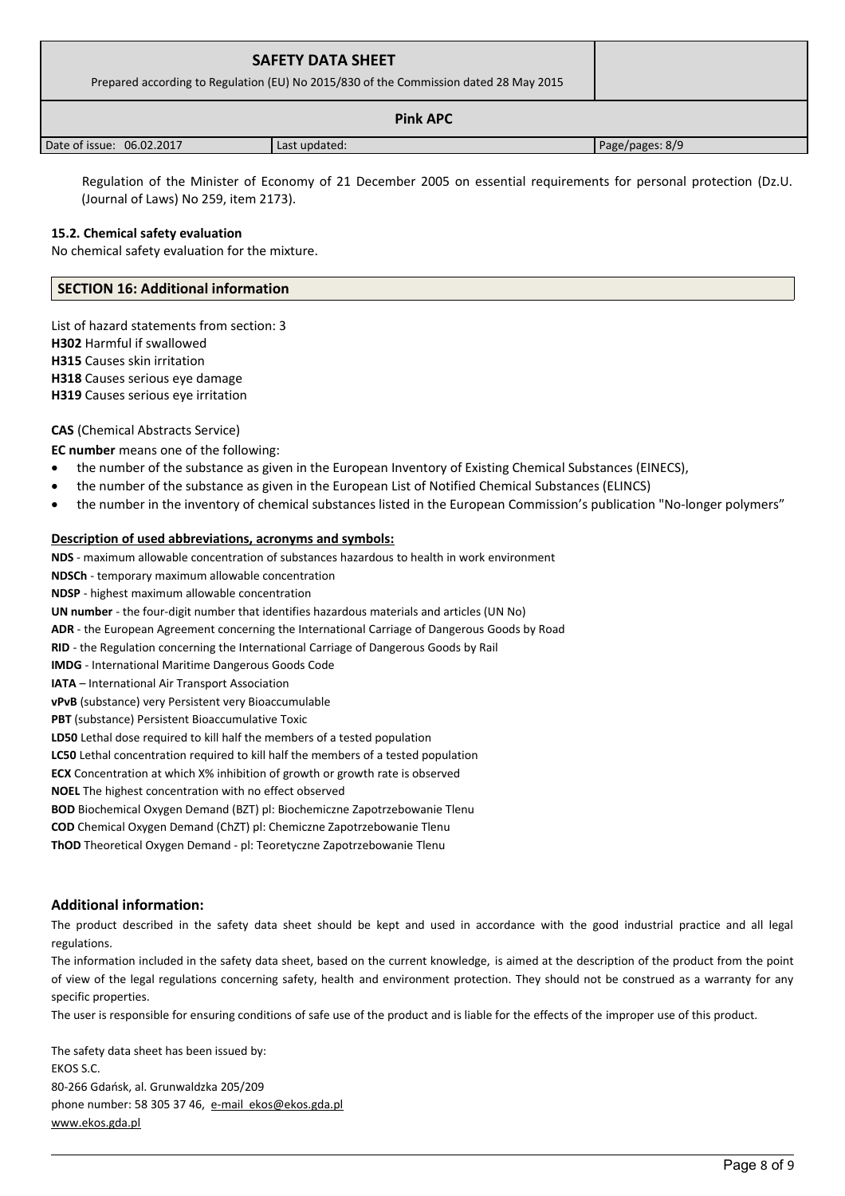Regulation of the Minister of Economy of 21 December 2005 on essential requirements for personal protection (Dz.U. (Journal of Laws) No 259, item 2173).

**15.2. Chemical safety evaluation**

No chemical safety evaluation for the mixture.

## SECTION 16: Additional information

List of hazard statements from section: 3

**H302** Harmful if swallowed

**H315** Causes skin irritation

**H318** Causes serious eye damage

**H319** Causes serious eye irritation

**CAS** (Chemical Abstracts Service)

**EC number** means one of the following:

- the number of the substance as given in the European Inventory of Existing Chemical Substances (EINECS),
- the number of the substance as given in the European List of Notified Chemical Substances (ELINCS)
- the number in the inventory of chemical substances listed in the European Commission's publication "No-longer polymers"

**Description of used abbreviations, acronyms and symbols:**

**NDS** - maximum allowable concentration of substances hazardous to health in work environment

**NDSCh** - temporary maximum allowable concentration

**NDSP** - highest maximum allowable concentration

**UN number** - the four-digit number that identifies hazardous materials and articles (UN No)

**ADR** - the European Agreement concerning the International Carriage of Dangerous Goods by Road

**RID** - the Regulation concerning the International Carriage of Dangerous Goods by Rail

**IMDG** - International Maritime Dangerous Goods Code

**IATA** – International Air Transport Association

**vPvB** (substance) very Persistent very Bioaccumulable

**PBT** (substance) Persistent Bioaccumulative Toxic

**LD50** Lethal dose required to kill half the members of a tested population

**LC50** Lethal concentration required to kill half the members of a tested population

**ECX** Concentration at which X% inhibition of growth or growth rate is observed

**NOEL** The highest concentration with no effect observed

**BOD** Biochemical Oxygen Demand (BZT) pl: Biochemiczne Zapotrzebowanie Tlenu

**COD** Chemical Oxygen Demand (ChZT) pl: Chemiczne Zapotrzebowanie Tlenu

**ThOD** Theoretical Oxygen Demand - pl: Teoretyczne Zapotrzebowanie Tlenu

### Additional information:

The product described in the safety data sheet should be kept and used in accordance with the good industrial practice and all legal regulations.

The information included in the safety data sheet, based on the current knowledge, is aimed at the description of the product from the point of view of the legal regulations concerning safety, health and environment protection. They should not be construed as a warranty for any specific properties.

The user is responsible for ensuring conditions of safe use of the product and is liable for the effects of the improper use of this product.

The safety data sheet has been issued by:
EKOS S.C.
80-266 Gdańsk, al. Grunwaldzka 205/209
phone number: 58 305 37 46, e-mail ekos@ekos.gda.pl
www.ekos.gda.pl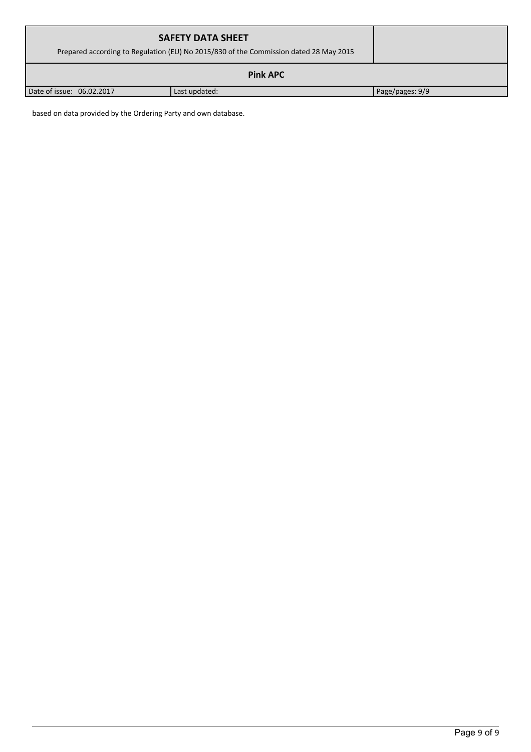based on data provided by the Ordering Party and own database.